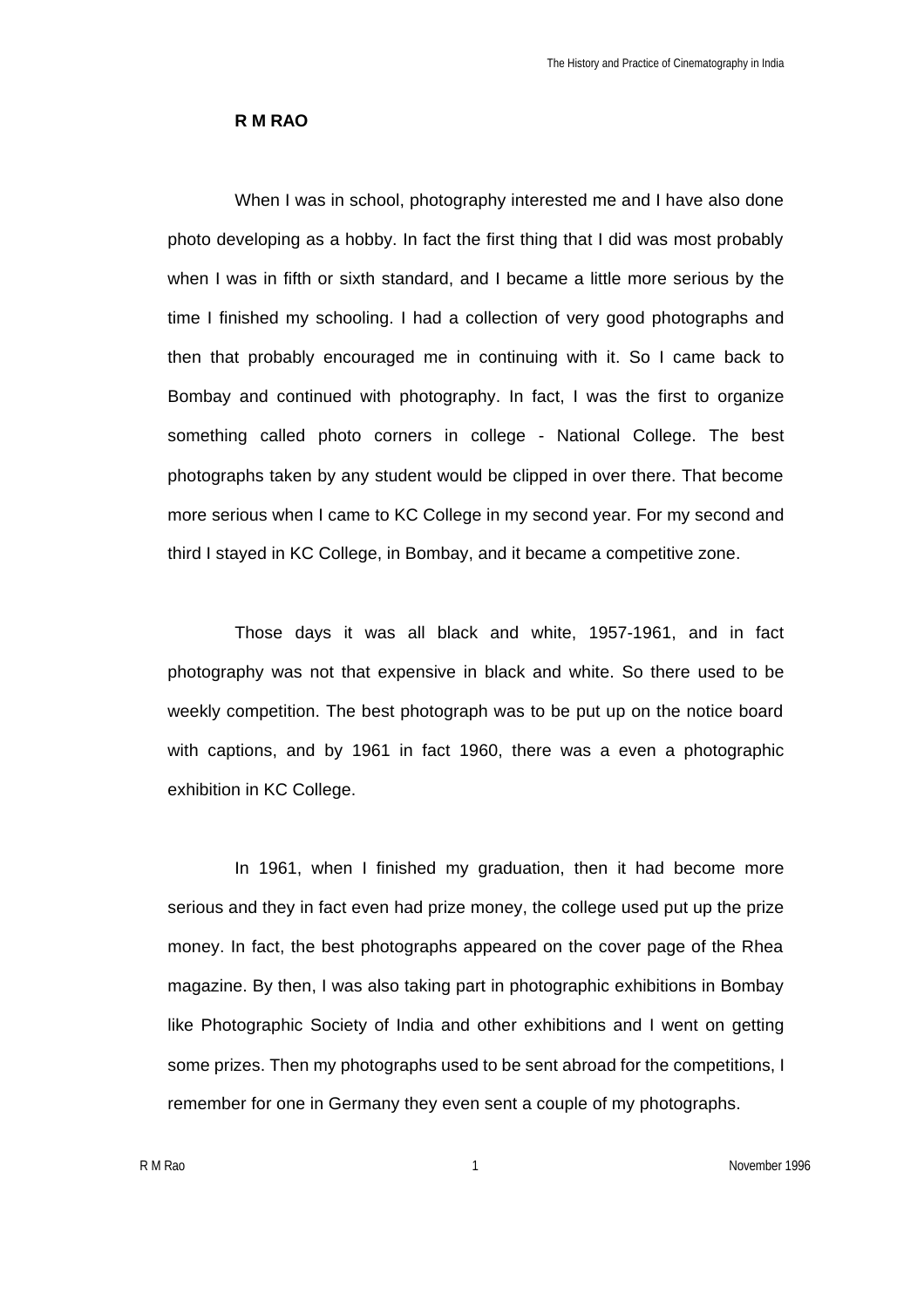**R M RAO**

When I was in school, photography interested me and I have also done photo developing as a hobby. In fact the first thing that I did was most probably when I was in fifth or sixth standard, and I became a little more serious by the time I finished my schooling. I had a collection of very good photographs and then that probably encouraged me in continuing with it. So I came back to Bombay and continued with photography. In fact, I was the first to organize something called photo corners in college - National College. The best photographs taken by any student would be clipped in over there. That become more serious when I came to KC College in my second year. For my second and third I stayed in KC College, in Bombay, and it became a competitive zone.

Those days it was all black and white, 1957-1961, and in fact photography was not that expensive in black and white. So there used to be weekly competition. The best photograph was to be put up on the notice board with captions, and by 1961 in fact 1960, there was a even a photographic exhibition in KC College.

In 1961, when I finished my graduation, then it had become more serious and they in fact even had prize money, the college used put up the prize money. In fact, the best photographs appeared on the cover page of the Rhea magazine. By then, I was also taking part in photographic exhibitions in Bombay like Photographic Society of India and other exhibitions and I went on getting some prizes. Then my photographs used to be sent abroad for the competitions, I remember for one in Germany they even sent a couple of my photographs.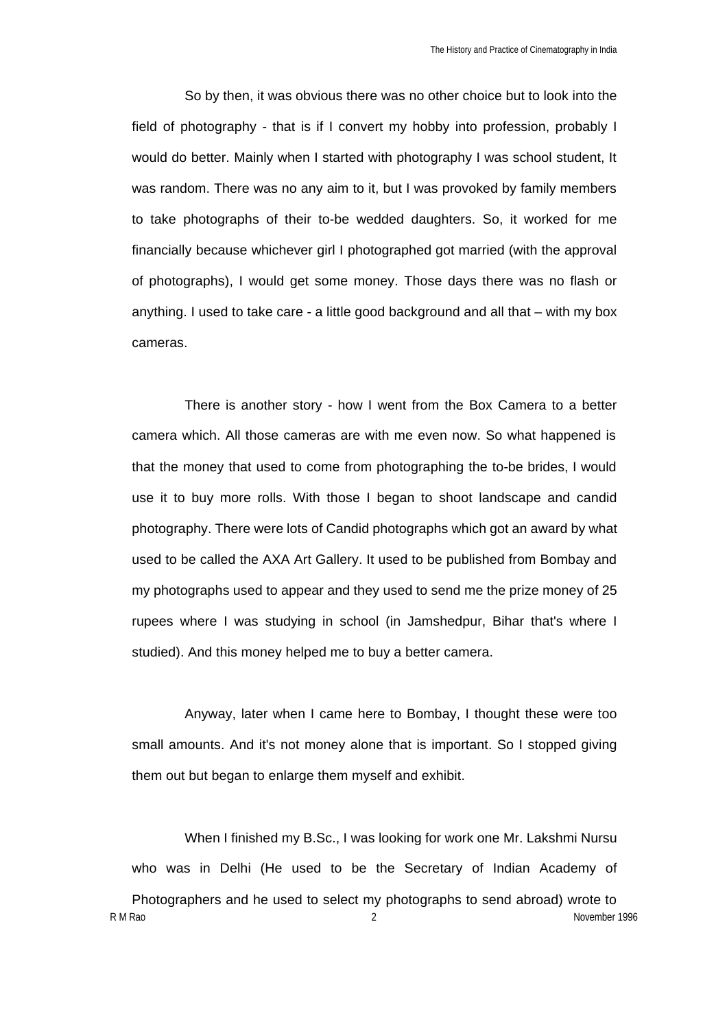So by then, it was obvious there was no other choice but to look into the field of photography - that is if I convert my hobby into profession, probably I would do better. Mainly when I started with photography I was school student, It was random. There was no any aim to it, but I was provoked by family members to take photographs of their to-be wedded daughters. So, it worked for me financially because whichever girl I photographed got married (with the approval of photographs), I would get some money. Those days there was no flash or anything. I used to take care - a little good background and all that – with my box cameras.

There is another story - how I went from the Box Camera to a better camera which. All those cameras are with me even now. So what happened is that the money that used to come from photographing the to-be brides, I would use it to buy more rolls. With those I began to shoot landscape and candid photography. There were lots of Candid photographs which got an award by what used to be called the AXA Art Gallery. It used to be published from Bombay and my photographs used to appear and they used to send me the prize money of 25 rupees where I was studying in school (in Jamshedpur, Bihar that's where I studied). And this money helped me to buy a better camera.

Anyway, later when I came here to Bombay, I thought these were too small amounts. And it's not money alone that is important. So I stopped giving them out but began to enlarge them myself and exhibit.

When I finished my B.Sc., I was looking for work one Mr. Lakshmi Nursu who was in Delhi (He used to be the Secretary of Indian Academy of Photographers and he used to select my photographs to send abroad) wrote to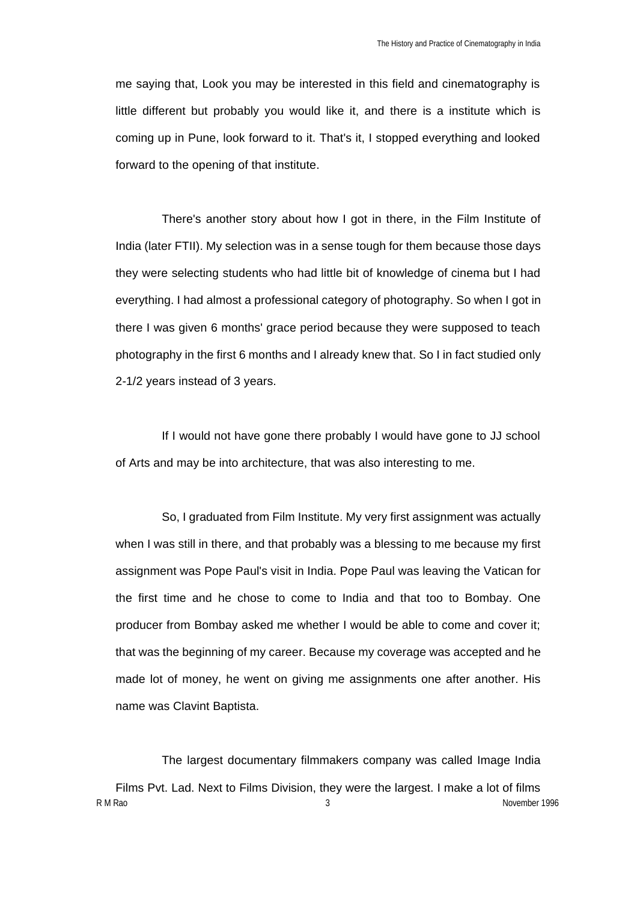me saying that, Look you may be interested in this field and cinematography is little different but probably you would like it, and there is a institute which is coming up in Pune, look forward to it. That's it, I stopped everything and looked forward to the opening of that institute.

There's another story about how I got in there, in the Film Institute of India (later FTII). My selection was in a sense tough for them because those days they were selecting students who had little bit of knowledge of cinema but I had everything. I had almost a professional category of photography. So when I got in there I was given 6 months' grace period because they were supposed to teach photography in the first 6 months and I already knew that. So I in fact studied only 2-1/2 years instead of 3 years.

If I would not have gone there probably I would have gone to JJ school of Arts and may be into architecture, that was also interesting to me.

So, I graduated from Film Institute. My very first assignment was actually when I was still in there, and that probably was a blessing to me because my first assignment was Pope Paul's visit in India. Pope Paul was leaving the Vatican for the first time and he chose to come to India and that too to Bombay. One producer from Bombay asked me whether I would be able to come and cover it; that was the beginning of my career. Because my coverage was accepted and he made lot of money, he went on giving me assignments one after another. His name was Clavint Baptista.

The largest documentary filmmakers company was called Image India Films Pvt. Lad. Next to Films Division, they were the largest. I make a lot of films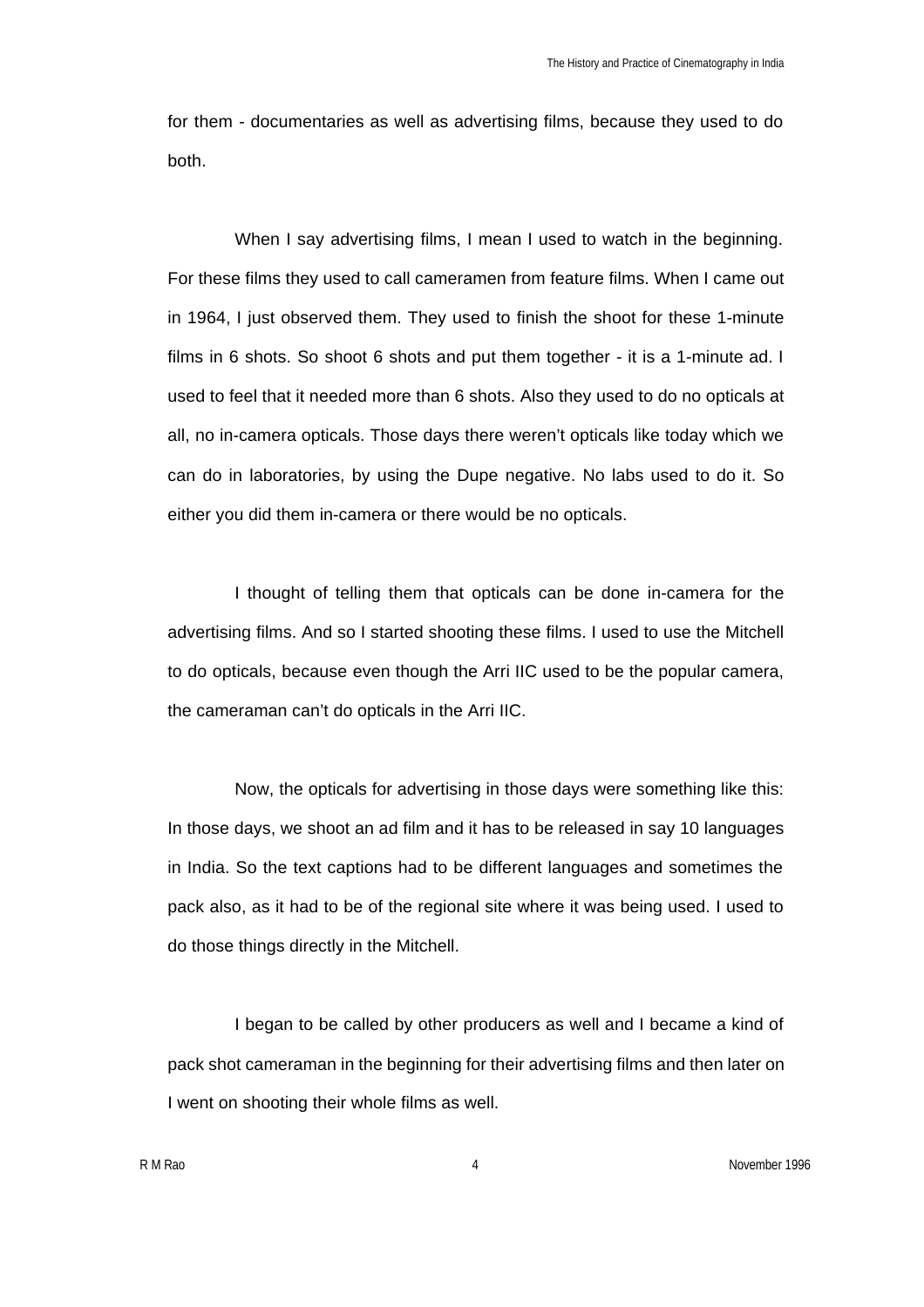for them - documentaries as well as advertising films, because they used to do both.

When I say advertising films, I mean I used to watch in the beginning. For these films they used to call cameramen from feature films. When I came out in 1964, I just observed them. They used to finish the shoot for these 1-minute films in 6 shots. So shoot 6 shots and put them together - it is a 1-minute ad. I used to feel that it needed more than 6 shots. Also they used to do no opticals at all, no in-camera opticals. Those days there weren't opticals like today which we can do in laboratories, by using the Dupe negative. No labs used to do it. So either you did them in-camera or there would be no opticals.

I thought of telling them that opticals can be done in-camera for the advertising films. And so I started shooting these films. I used to use the Mitchell to do opticals, because even though the Arri IIC used to be the popular camera, the cameraman can't do opticals in the Arri IIC.

Now, the opticals for advertising in those days were something like this: In those days, we shoot an ad film and it has to be released in say 10 languages in India. So the text captions had to be different languages and sometimes the pack also, as it had to be of the regional site where it was being used. I used to do those things directly in the Mitchell.

I began to be called by other producers as well and I became a kind of pack shot cameraman in the beginning for their advertising films and then later on I went on shooting their whole films as well.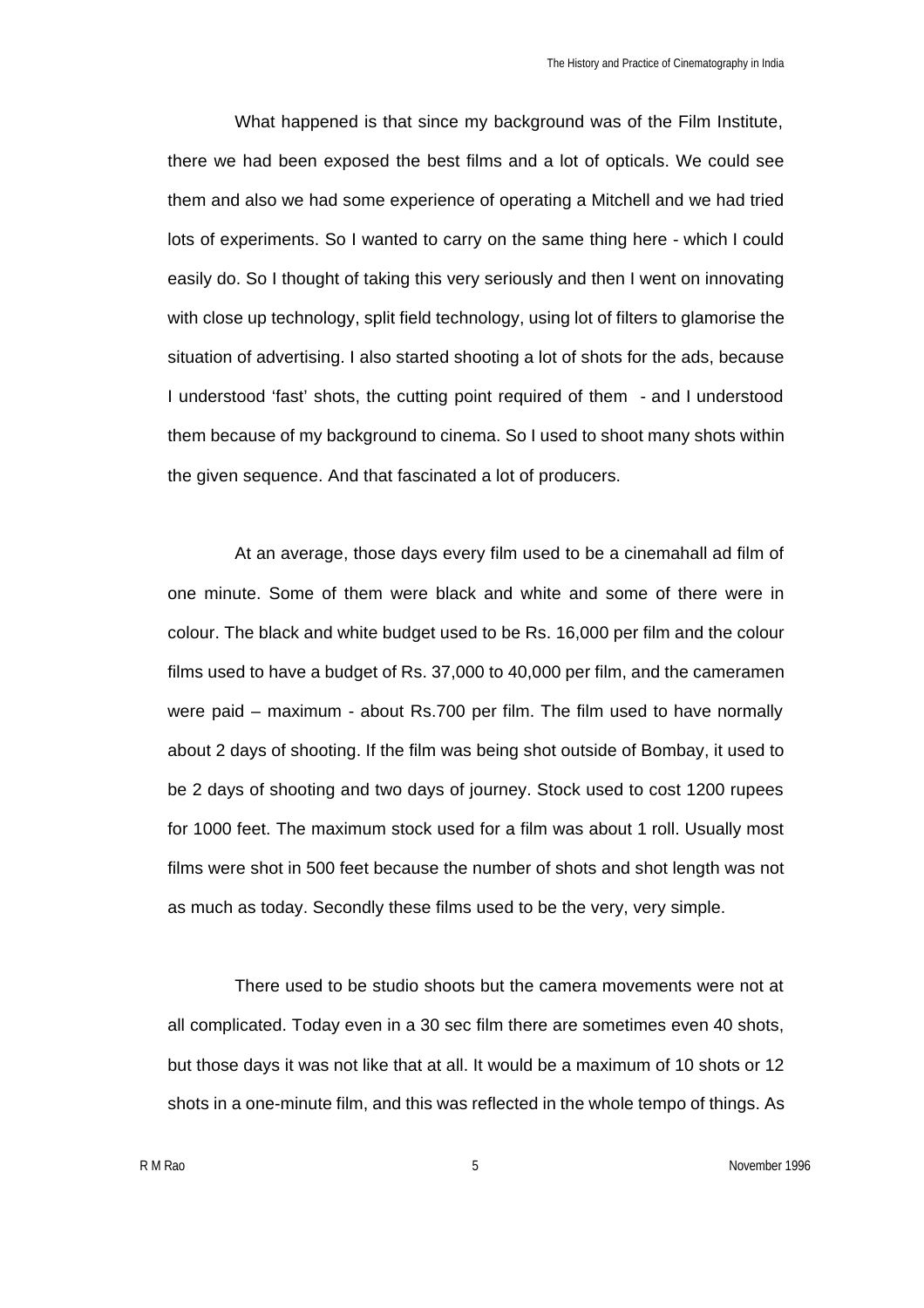What happened is that since my background was of the Film Institute, there we had been exposed the best films and a lot of opticals. We could see them and also we had some experience of operating a Mitchell and we had tried lots of experiments. So I wanted to carry on the same thing here - which I could easily do. So I thought of taking this very seriously and then I went on innovating with close up technology, split field technology, using lot of filters to glamorise the situation of advertising. I also started shooting a lot of shots for the ads, because I understood 'fast' shots, the cutting point required of them - and I understood them because of my background to cinema. So I used to shoot many shots within the given sequence. And that fascinated a lot of producers.

At an average, those days every film used to be a cinemahall ad film of one minute. Some of them were black and white and some of there were in colour. The black and white budget used to be Rs. 16,000 per film and the colour films used to have a budget of Rs. 37,000 to 40,000 per film, and the cameramen were paid – maximum - about Rs.700 per film. The film used to have normally about 2 days of shooting. If the film was being shot outside of Bombay, it used to be 2 days of shooting and two days of journey. Stock used to cost 1200 rupees for 1000 feet. The maximum stock used for a film was about 1 roll. Usually most films were shot in 500 feet because the number of shots and shot length was not as much as today. Secondly these films used to be the very, very simple.

There used to be studio shoots but the camera movements were not at all complicated. Today even in a 30 sec film there are sometimes even 40 shots, but those days it was not like that at all. It would be a maximum of 10 shots or 12 shots in a one-minute film, and this was reflected in the whole tempo of things. As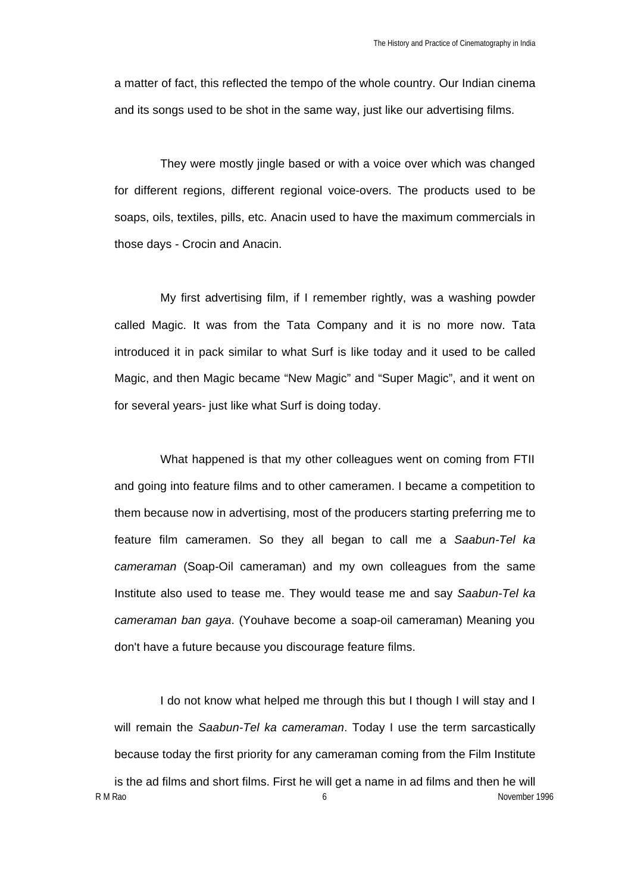a matter of fact, this reflected the tempo of the whole country. Our Indian cinema and its songs used to be shot in the same way, just like our advertising films.

They were mostly jingle based or with a voice over which was changed for different regions, different regional voice-overs. The products used to be soaps, oils, textiles, pills, etc. Anacin used to have the maximum commercials in those days - Crocin and Anacin.

My first advertising film, if I remember rightly, was a washing powder called Magic. It was from the Tata Company and it is no more now. Tata introduced it in pack similar to what Surf is like today and it used to be called Magic, and then Magic became “New Magic” and “Super Magic”, and it went on for several years- just like what Surf is doing today.

What happened is that my other colleagues went on coming from FTII and going into feature films and to other cameramen. I became a competition to them because now in advertising, most of the producers starting preferring me to feature film cameramen. So they all began to call me a *Saabun-Tel ka cameraman* (Soap-Oil cameraman) and my own colleagues from the same Institute also used to tease me. They would tease me and say *Saabun-Tel ka cameraman ban gaya*. (Youhave become a soap-oil cameraman) Meaning you don't have a future because you discourage feature films.

I do not know what helped me through this but I though I will stay and I will remain the *Saabun-Tel ka cameraman*. Today I use the term sarcastically because today the first priority for any cameraman coming from the Film Institute is the ad films and short films. First he will get a name in ad films and then he will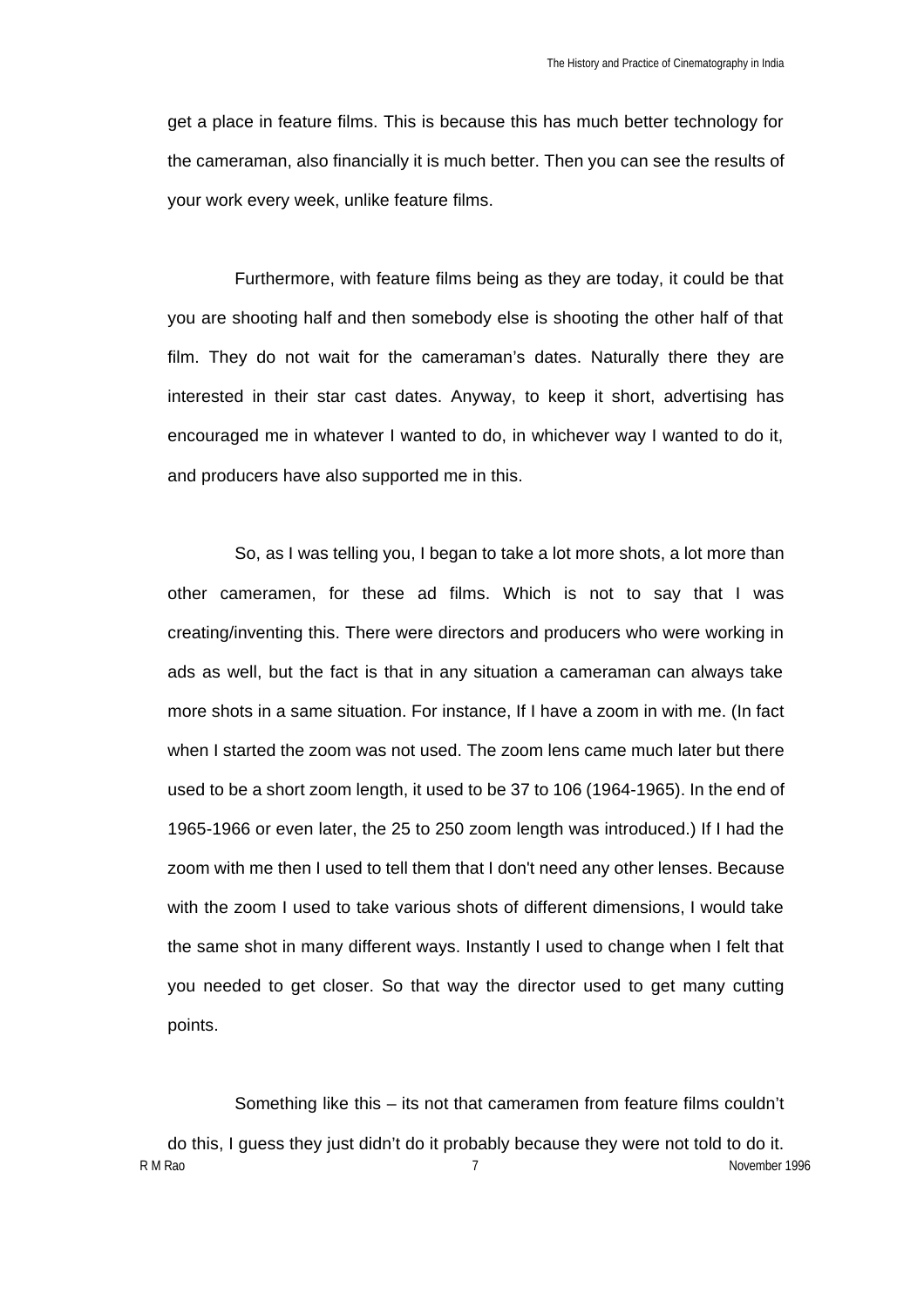get a place in feature films. This is because this has much better technology for the cameraman, also financially it is much better. Then you can see the results of your work every week, unlike feature films.

Furthermore, with feature films being as they are today, it could be that you are shooting half and then somebody else is shooting the other half of that film. They do not wait for the cameraman's dates. Naturally there they are interested in their star cast dates. Anyway, to keep it short, advertising has encouraged me in whatever I wanted to do, in whichever way I wanted to do it, and producers have also supported me in this.

So, as I was telling you, I began to take a lot more shots, a lot more than other cameramen, for these ad films. Which is not to say that I was creating/inventing this. There were directors and producers who were working in ads as well, but the fact is that in any situation a cameraman can always take more shots in a same situation. For instance, If I have a zoom in with me. (In fact when I started the zoom was not used. The zoom lens came much later but there used to be a short zoom length, it used to be 37 to 106 (1964-1965). In the end of 1965-1966 or even later, the 25 to 250 zoom length was introduced.) If I had the zoom with me then I used to tell them that I don't need any other lenses. Because with the zoom I used to take various shots of different dimensions, I would take the same shot in many different ways. Instantly I used to change when I felt that you needed to get closer. So that way the director used to get many cutting points.

Something like this – its not that cameramen from feature films couldn't do this, I guess they just didn't do it probably because they were not told to do it.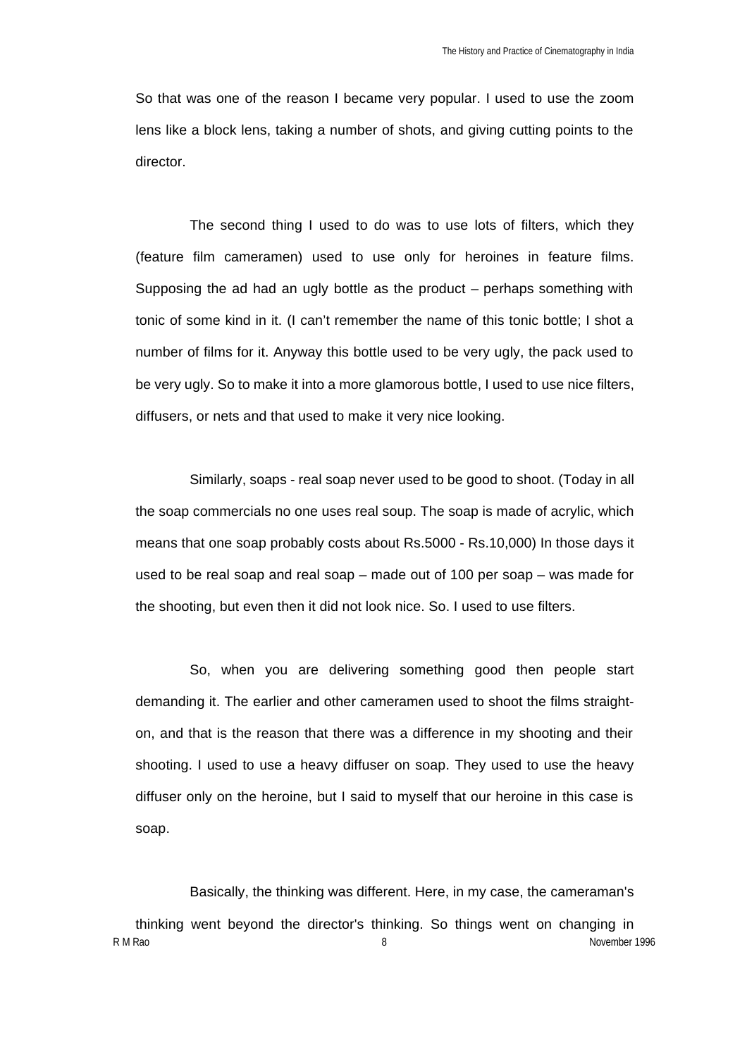So that was one of the reason I became very popular. I used to use the zoom lens like a block lens, taking a number of shots, and giving cutting points to the director.

The second thing I used to do was to use lots of filters, which they (feature film cameramen) used to use only for heroines in feature films. Supposing the ad had an ugly bottle as the product – perhaps something with tonic of some kind in it. (I can't remember the name of this tonic bottle; I shot a number of films for it. Anyway this bottle used to be very ugly, the pack used to be very ugly. So to make it into a more glamorous bottle, I used to use nice filters, diffusers, or nets and that used to make it very nice looking.

Similarly, soaps - real soap never used to be good to shoot. (Today in all the soap commercials no one uses real soup. The soap is made of acrylic, which means that one soap probably costs about Rs.5000 - Rs.10,000) In those days it used to be real soap and real soap – made out of 100 per soap – was made for the shooting, but even then it did not look nice. So. I used to use filters.

So, when you are delivering something good then people start demanding it. The earlier and other cameramen used to shoot the films straight-on, and that is the reason that there was a difference in my shooting and their shooting. I used to use a heavy diffuser on soap. They used to use the heavy diffuser only on the heroine, but I said to myself that our heroine in this case is soap.

Basically, the thinking was different. Here, in my case, the cameraman's thinking went beyond the director's thinking. So things went on changing in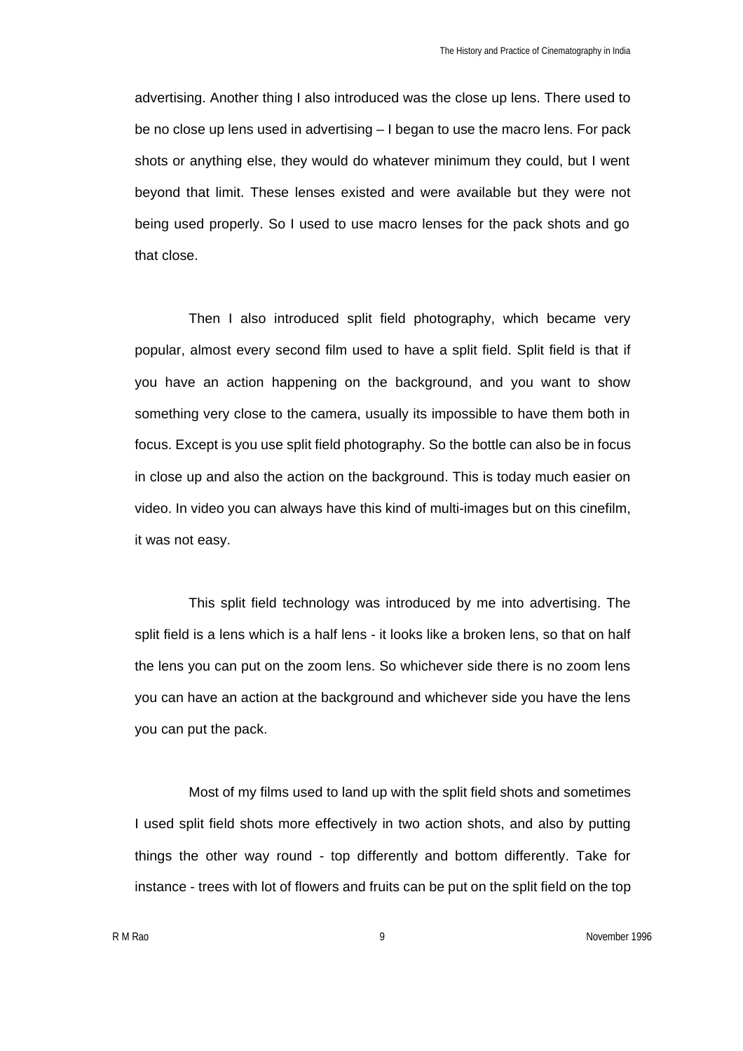advertising. Another thing I also introduced was the close up lens. There used to be no close up lens used in advertising – I began to use the macro lens. For pack shots or anything else, they would do whatever minimum they could, but I went beyond that limit. These lenses existed and were available but they were not being used properly. So I used to use macro lenses for the pack shots and go that close.

Then I also introduced split field photography, which became very popular, almost every second film used to have a split field. Split field is that if you have an action happening on the background, and you want to show something very close to the camera, usually its impossible to have them both in focus. Except is you use split field photography. So the bottle can also be in focus in close up and also the action on the background. This is today much easier on video. In video you can always have this kind of multi-images but on this cinefilm, it was not easy.

This split field technology was introduced by me into advertising. The split field is a lens which is a half lens - it looks like a broken lens, so that on half the lens you can put on the zoom lens. So whichever side there is no zoom lens you can have an action at the background and whichever side you have the lens you can put the pack.

Most of my films used to land up with the split field shots and sometimes I used split field shots more effectively in two action shots, and also by putting things the other way round - top differently and bottom differently. Take for instance - trees with lot of flowers and fruits can be put on the split field on the top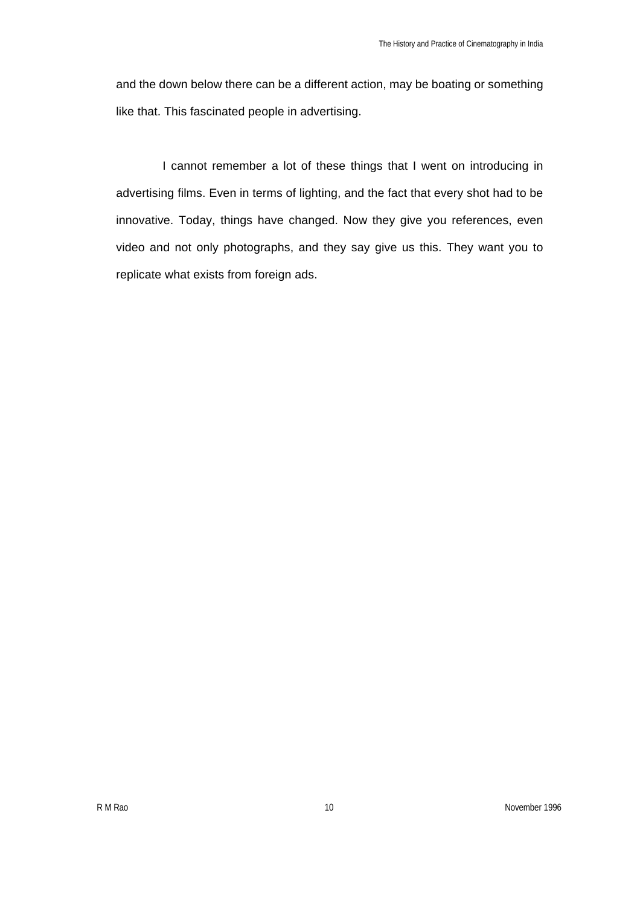and the down below there can be a different action, may be boating or something like that. This fascinated people in advertising.

I cannot remember a lot of these things that I went on introducing in advertising films. Even in terms of lighting, and the fact that every shot had to be innovative. Today, things have changed. Now they give you references, even video and not only photographs, and they say give us this. They want you to replicate what exists from foreign ads.